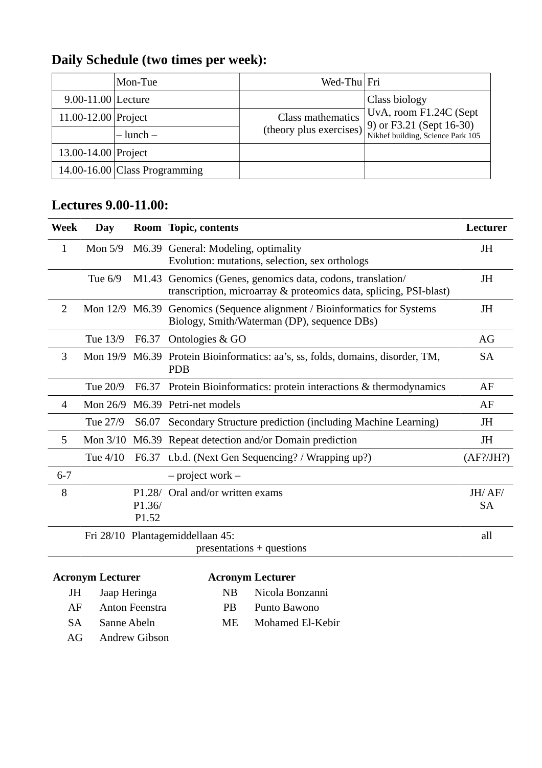## Daily Schedule (two times per week):

| | Mon-Tue | Wed-Thu | Fri |
|---|---|---|---|
| 9.00-11.00 | Lecture | | Class biology UvA, room F1.24C (Sept 9) or F3.21 (Sept 16-30) Nikhef building, Science Park 105 |
| 11.00-12.00 | Project | Class mathematics (theory plus exercises) | |
| | – lunch – | | |
| 13.00-14.00 | Project | | |
| 14.00-16.00 | Class Programming | | |

## Lectures 9.00-11.00:

| Week | Day | Room | Topic, contents | Lecturer |
|---|---|---|---|---|
| 1 | Mon 5/9 | M6.39 | General: Modeling, optimality<br>Evolution: mutations, selection, sex orthologs | JH |
| | Tue 6/9 | M1.43 | Genomics (Genes, genomics data, codons, translation/ transcription, microarray & proteomics data, splicing, PSI-blast) | JH |
| 2 | Mon 12/9 | M6.39 | Genomics (Sequence alignment / Bioinformatics for Systems Biology, Smith/Waterman (DP), sequence DBs) | JH |
| | Tue 13/9 | F6.37 | Ontologies & GO | AG |
| 3 | Mon 19/9 | M6.39 | Protein Bioinformatics: aa's, ss, folds, domains, disorder, TM, PDB | SA |
| | Tue 20/9 | F6.37 | Protein Bioinformatics: protein interactions & thermodynamics | AF |
| 4 | Mon 26/9 | M6.39 | Petri-net models | AF |
| | Tue 27/9 | S6.07 | Secondary Structure prediction (including Machine Learning) | JH |
| 5 | Mon 3/10 | M6.39 | Repeat detection and/or Domain prediction | JH |
| | Tue 4/10 | F6.37 | t.b.d. (Next Gen Sequencing? / Wrapping up?) | (AF?/JH?) |
| 6-7 | | | – project work – | |
| 8 | | P1.28/ P1.36/ P1.52 | Oral and/or written exams | JH/ AF/ SA |
| | Fri 28/10 | Plantagemiddellaan 45: | presentations + questions | all |

| Acronym | Lecturer | Acronym | Lecturer |
|---|---|---|---|
| JH | Jaap Heringa | NB | Nicola Bonzanni |
| AF | Anton Feenstra | PB | Punto Bawono |
| SA | Sanne Abeln | ME | Mohamed El-Kebir |
| AG | Andrew Gibson | | |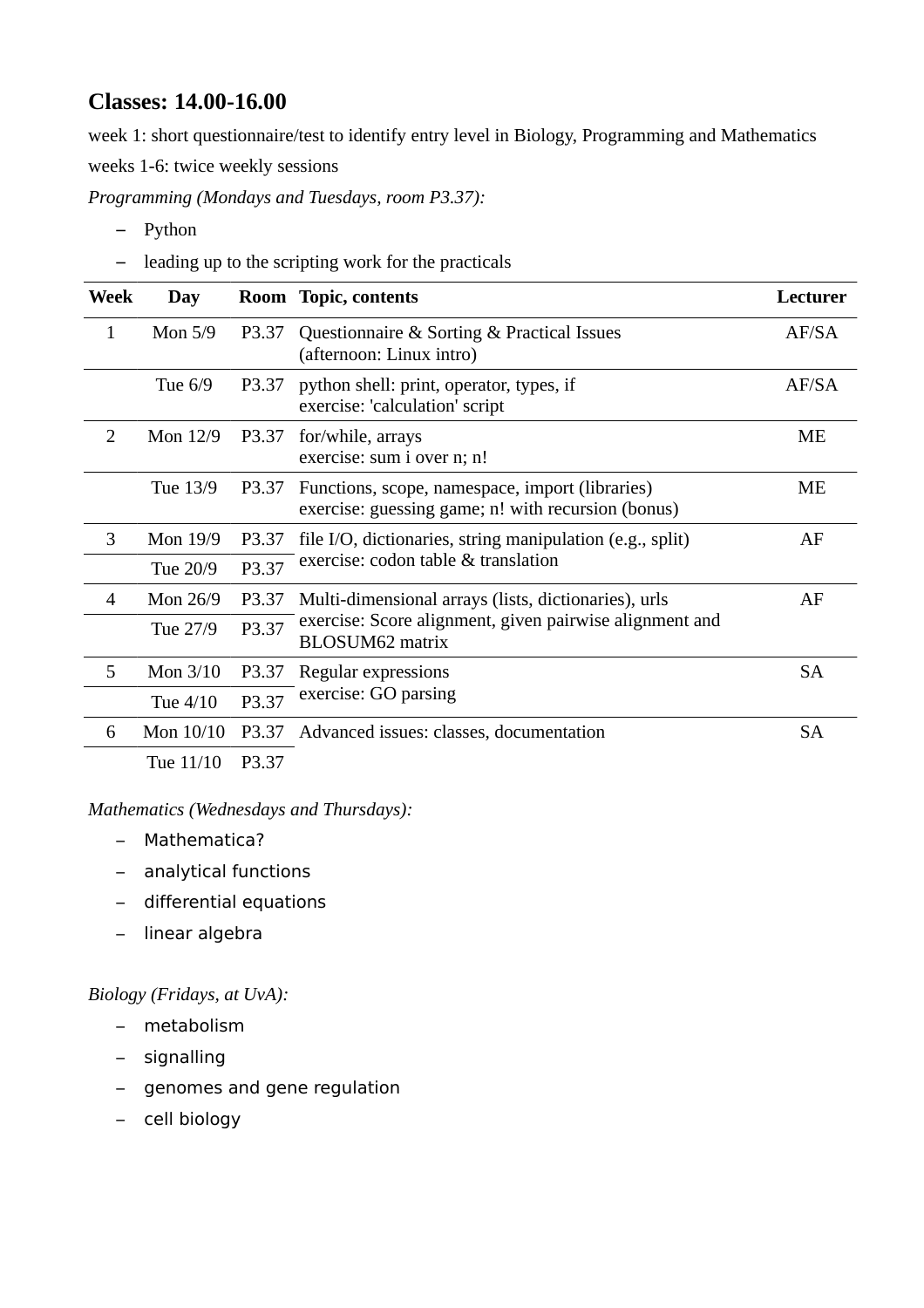## Classes: 14.00-16.00

week 1: short questionnaire/test to identify entry level in Biology, Programming and Mathematics

weeks 1-6: twice weekly sessions

*Programming (Mondays and Tuesdays, room P3.37):*

- Python
- leading up to the scripting work for the practicals

| Week | Day | Room | Topic, contents | Lecturer |
|---|---|---|---|---|
| 1 | Mon 5/9 | P3.37 | Questionnaire & Sorting & Practical Issues (afternoon: Linux intro) | AF/SA |
| | Tue 6/9 | P3.37 | python shell: print, operator, types, if exercise: 'calculation' script | AF/SA |
| 2 | Mon 12/9 | P3.37 | for/while, arrays exercise: sum i over n; n! | ME |
| | Tue 13/9 | P3.37 | Functions, scope, namespace, import (libraries) exercise: guessing game; n! with recursion (bonus) | ME |
| 3 | Mon 19/9 | P3.37 | file I/O, dictionaries, string manipulation (e.g., split) exercise: codon table & translation | AF |
| | Tue 20/9 | P3.37 | | |
| 4 | Mon 26/9 | P3.37 | Multi-dimensional arrays (lists, dictionaries), urls exercise: Score alignment, given pairwise alignment and BLOSUM62 matrix | AF |
| | Tue 27/9 | P3.37 | | |
| 5 | Mon 3/10 | P3.37 | Regular expressions exercise: GO parsing | SA |
| | Tue 4/10 | P3.37 | | |
| 6 | Mon 10/10 | P3.37 | Advanced issues: classes, documentation | SA |
| | Tue 11/10 | P3.37 | | |

*Mathematics (Wednesdays and Thursdays):*

- Mathematica?
- analytical functions
- differential equations
- linear algebra

*Biology (Fridays, at UvA):*

- metabolism
- signalling
- genomes and gene regulation
- cell biology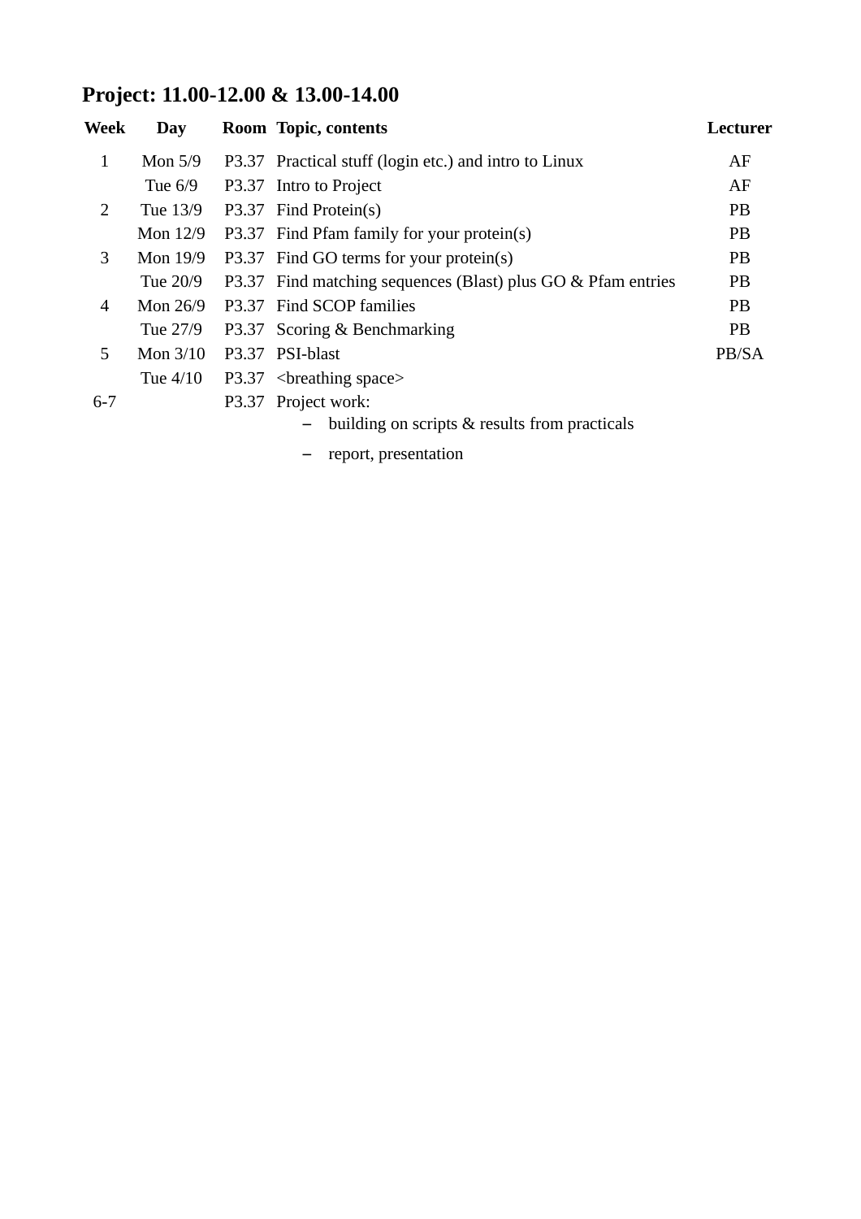## Project: 11.00-12.00 & 13.00-14.00

| Week | Day | Room | Topic, contents | Lecturer |
|---|---|---|---|---|
| 1 | Mon 5/9 | P3.37 | Practical stuff (login etc.) and intro to Linux | AF |
| | Tue 6/9 | P3.37 | Intro to Project | AF |
| 2 | Tue 13/9 | P3.37 | Find Protein(s) | PB |
| | Mon 12/9 | P3.37 | Find Pfam family for your protein(s) | PB |
| 3 | Mon 19/9 | P3.37 | Find GO terms for your protein(s) | PB |
| | Tue 20/9 | P3.37 | Find matching sequences (Blast) plus GO & Pfam entries | PB |
| 4 | Mon 26/9 | P3.37 | Find SCOP families | PB |
| | Tue 27/9 | P3.37 | Scoring & Benchmarking | PB |
| 5 | Mon 3/10 | P3.37 | PSI-blast | PB/SA |
| | Tue 4/10 | P3.37 | <breathing space> | |
| 6-7 | | P3.37 | Project work:<br>– building on scripts & results from practicals<br>– report, presentation | |